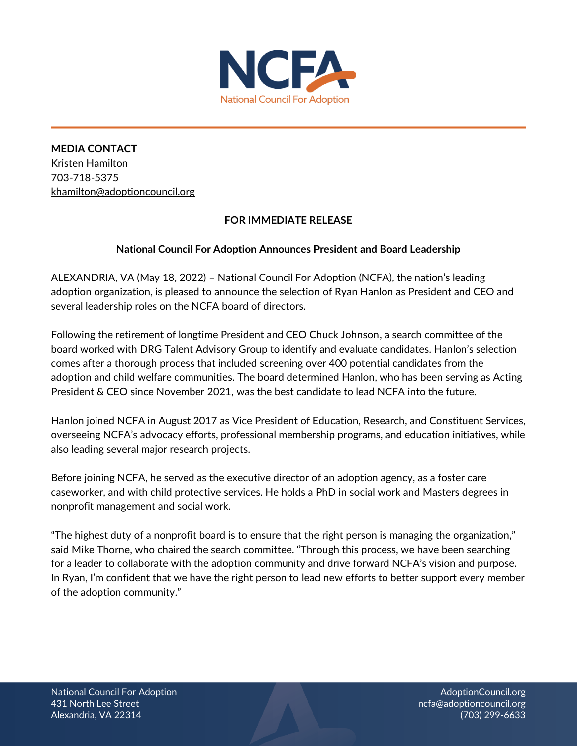NCFA

National Council For Adoption

**MEDIA CONTACT**
Kristen Hamilton
703-718-5375
khamilton@adoptioncouncil.org

**FOR IMMEDIATE RELEASE**

**National Council For Adoption Announces President and Board Leadership**

ALEXANDRIA, VA (May 18, 2022) – National Council For Adoption (NCFA), the nation's leading adoption organization, is pleased to announce the selection of Ryan Hanlon as President and CEO and several leadership roles on the NCFA board of directors.

Following the retirement of longtime President and CEO Chuck Johnson, a search committee of the board worked with DRG Talent Advisory Group to identify and evaluate candidates. Hanlon's selection comes after a thorough process that included screening over 400 potential candidates from the adoption and child welfare communities. The board determined Hanlon, who has been serving as Acting President & CEO since November 2021, was the best candidate to lead NCFA into the future.

Hanlon joined NCFA in August 2017 as Vice President of Education, Research, and Constituent Services, overseeing NCFA's advocacy efforts, professional membership programs, and education initiatives, while also leading several major research projects.

Before joining NCFA, he served as the executive director of an adoption agency, as a foster care caseworker, and with child protective services. He holds a PhD in social work and Masters degrees in nonprofit management and social work.

"The highest duty of a nonprofit board is to ensure that the right person is managing the organization," said Mike Thorne, who chaired the search committee. "Through this process, we have been searching for a leader to collaborate with the adoption community and drive forward NCFA's vision and purpose. In Ryan, I'm confident that we have the right person to lead new efforts to better support every member of the adoption community."

National Council For Adoption
431 North Lee Street
Alexandria, VA 22314

AdoptionCouncil.org
ncfa@adoptioncouncil.org
(703) 299-6633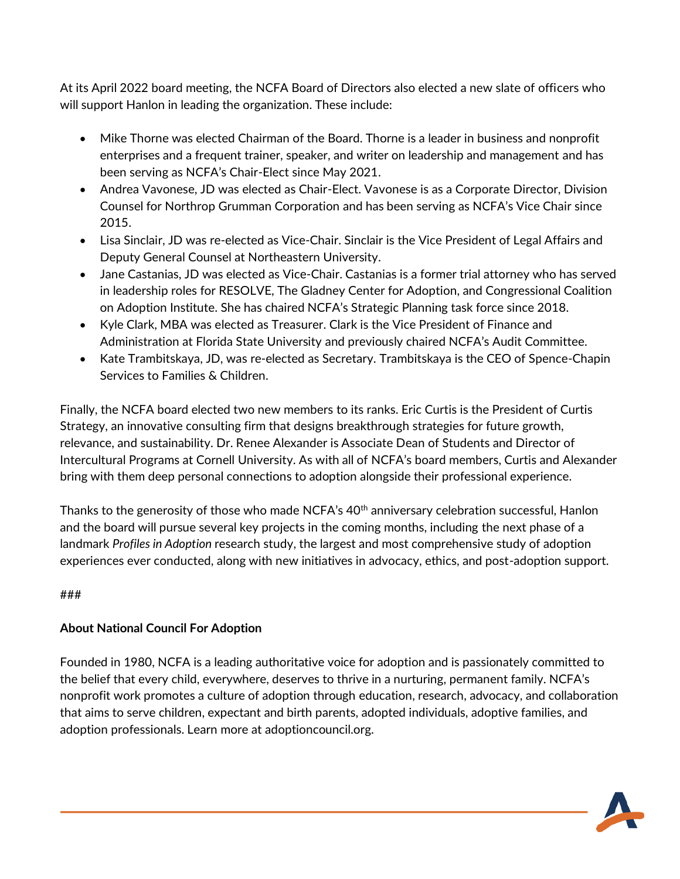At its April 2022 board meeting, the NCFA Board of Directors also elected a new slate of officers who will support Hanlon in leading the organization. These include:

- Mike Thorne was elected Chairman of the Board. Thorne is a leader in business and nonprofit enterprises and a frequent trainer, speaker, and writer on leadership and management and has been serving as NCFA's Chair-Elect since May 2021.
- Andrea Vavonese, JD was elected as Chair-Elect. Vavonese is as a Corporate Director, Division Counsel for Northrop Grumman Corporation and has been serving as NCFA's Vice Chair since 2015.
- Lisa Sinclair, JD was re-elected as Vice-Chair. Sinclair is the Vice President of Legal Affairs and Deputy General Counsel at Northeastern University.
- Jane Castanias, JD was elected as Vice-Chair. Castanias is a former trial attorney who has served in leadership roles for RESOLVE, The Gladney Center for Adoption, and Congressional Coalition on Adoption Institute. She has chaired NCFA's Strategic Planning task force since 2018.
- Kyle Clark, MBA was elected as Treasurer. Clark is the Vice President of Finance and Administration at Florida State University and previously chaired NCFA's Audit Committee.
- Kate Trambitskaya, JD, was re-elected as Secretary. Trambitskaya is the CEO of Spence-Chapin Services to Families & Children.

Finally, the NCFA board elected two new members to its ranks. Eric Curtis is the President of Curtis Strategy, an innovative consulting firm that designs breakthrough strategies for future growth, relevance, and sustainability. Dr. Renee Alexander is Associate Dean of Students and Director of Intercultural Programs at Cornell University. As with all of NCFA's board members, Curtis and Alexander bring with them deep personal connections to adoption alongside their professional experience.

Thanks to the generosity of those who made NCFA's 40th anniversary celebration successful, Hanlon and the board will pursue several key projects in the coming months, including the next phase of a landmark *Profiles in Adoption* research study, the largest and most comprehensive study of adoption experiences ever conducted, along with new initiatives in advocacy, ethics, and post-adoption support.

###

**About National Council For Adoption**

Founded in 1980, NCFA is a leading authoritative voice for adoption and is passionately committed to the belief that every child, everywhere, deserves to thrive in a nurturing, permanent family. NCFA's nonprofit work promotes a culture of adoption through education, research, advocacy, and collaboration that aims to serve children, expectant and birth parents, adopted individuals, adoptive families, and adoption professionals. Learn more at adoptioncouncil.org.